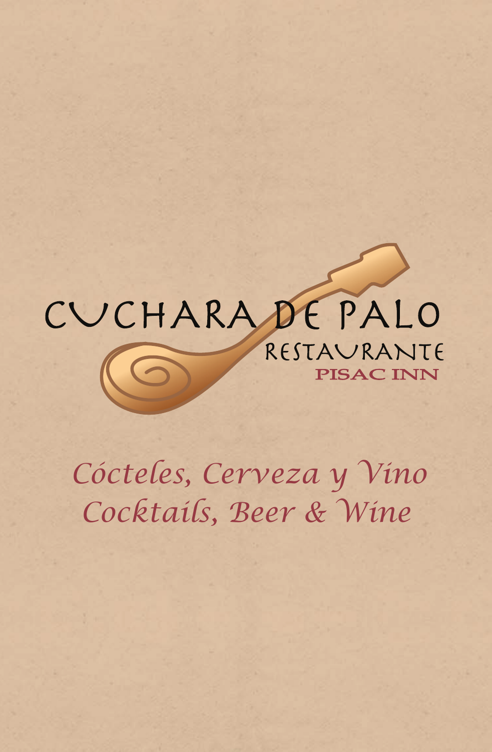# CUCHARA DE PALO

RESTAURANTE

PISAC INN

*Cócteles, Cerveza y Vino*

*Cocktails, Beer & Wine*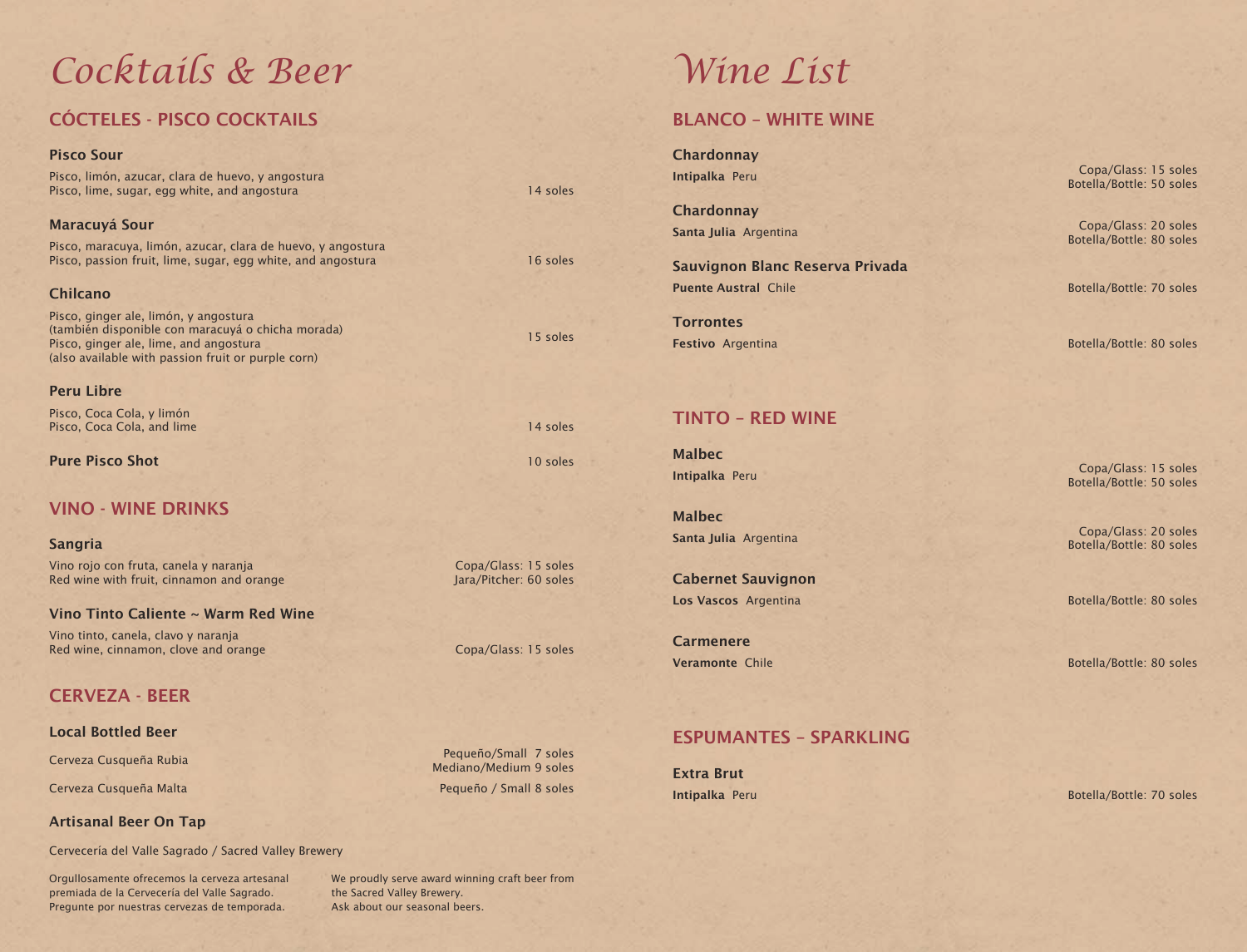# Cocktails & Beer

## CÓCTELES - PISCO COCKTAILS

### Pisco Sour

Pisco, limón, azucar, clara de huevo, y angostura
Pisco, lime, sugar, egg white, and angostura

14 soles

### Maracuyá Sour

Pisco, maracuya, limón, azucar, clara de huevo, y angostura
Pisco, passion fruit, lime, sugar, egg white, and angostura

16 soles

### Chilcano

Pisco, ginger ale, limón, y angostura
(también disponible con maracuyá o chicha morada)
Pisco, ginger ale, lime, and angostura
(also available with passion fruit or purple corn)

15 soles

### Peru Libre

Pisco, Coca Cola, y limón
Pisco, Coca Cola, and lime

14 soles

### Pure Pisco Shot

10 soles

## VINO - WINE DRINKS

### Sangria

Vino rojo con fruta, canela y naranja
Red wine with fruit, cinnamon and orange

Copa/Glass: 15 soles
Jara/Pitcher: 60 soles

### Vino Tinto Caliente ~ Warm Red Wine

Vino tinto, canela, clavo y naranja
Red wine, cinnamon, clove and orange

Copa/Glass: 15 soles

## CERVEZA - BEER

### Local Bottled Beer

Cerveza Cusqueña Rubia — Pequeño/Small 7 soles, Mediano/Medium 9 soles

Cerveza Cusqueña Malta — Pequeño / Small 8 soles

### Artisanal Beer On Tap

Cervecería del Valle Sagrado / Sacred Valley Brewery

Orgullosamente ofrecemos la cerveza artesanal premiada de la Cervecería del Valle Sagrado. Pregunte por nuestras cervezas de temporada.

We proudly serve award winning craft beer from the Sacred Valley Brewery. Ask about our seasonal beers.

# Wine List

## BLANCO – WHITE WINE

### Chardonnay

**Intipalka** Peru — Copa/Glass: 15 soles, Botella/Bottle: 50 soles

### Chardonnay

**Santa Julia** Argentina — Copa/Glass: 20 soles, Botella/Bottle: 80 soles

### Sauvignon Blanc Reserva Privada

**Puente Austral** Chile — Botella/Bottle: 70 soles

### Torrontes

**Festivo** Argentina — Botella/Bottle: 80 soles

## TINTO – RED WINE

### Malbec

**Intipalka** Peru — Copa/Glass: 15 soles, Botella/Bottle: 50 soles

### Malbec

**Santa Julia** Argentina — Copa/Glass: 20 soles, Botella/Bottle: 80 soles

### Cabernet Sauvignon

**Los Vascos** Argentina — Botella/Bottle: 80 soles

### Carmenere

**Veramonte** Chile — Botella/Bottle: 80 soles

## ESPUMANTES – SPARKLING

### Extra Brut

**Intipalka** Peru — Botella/Bottle: 70 soles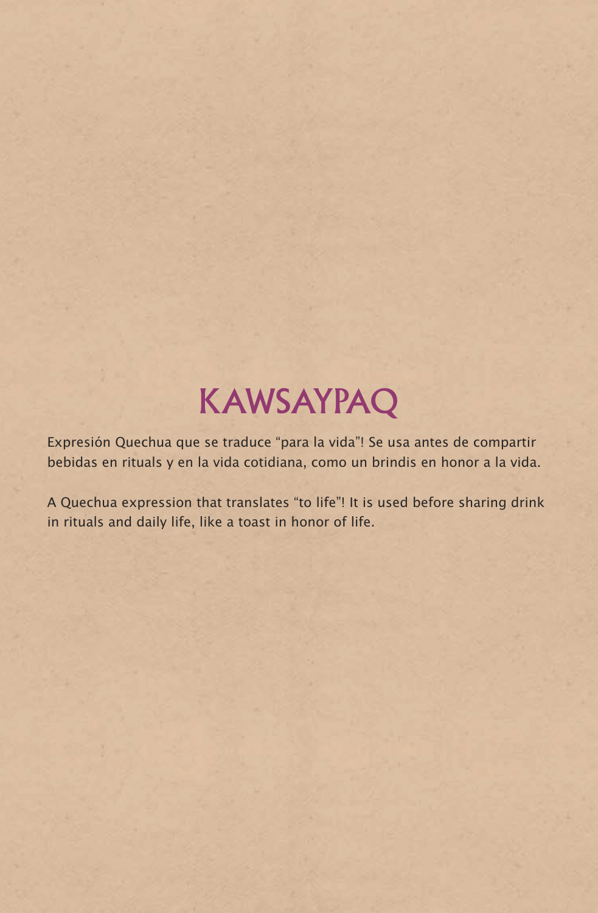# KAWSAYPAQ

Expresión Quechua que se traduce "para la vida"! Se usa antes de compartir bebidas en rituals y en la vida cotidiana, como un brindis en honor a la vida.

A Quechua expression that translates "to life"! It is used before sharing drink in rituals and daily life, like a toast in honor of life.